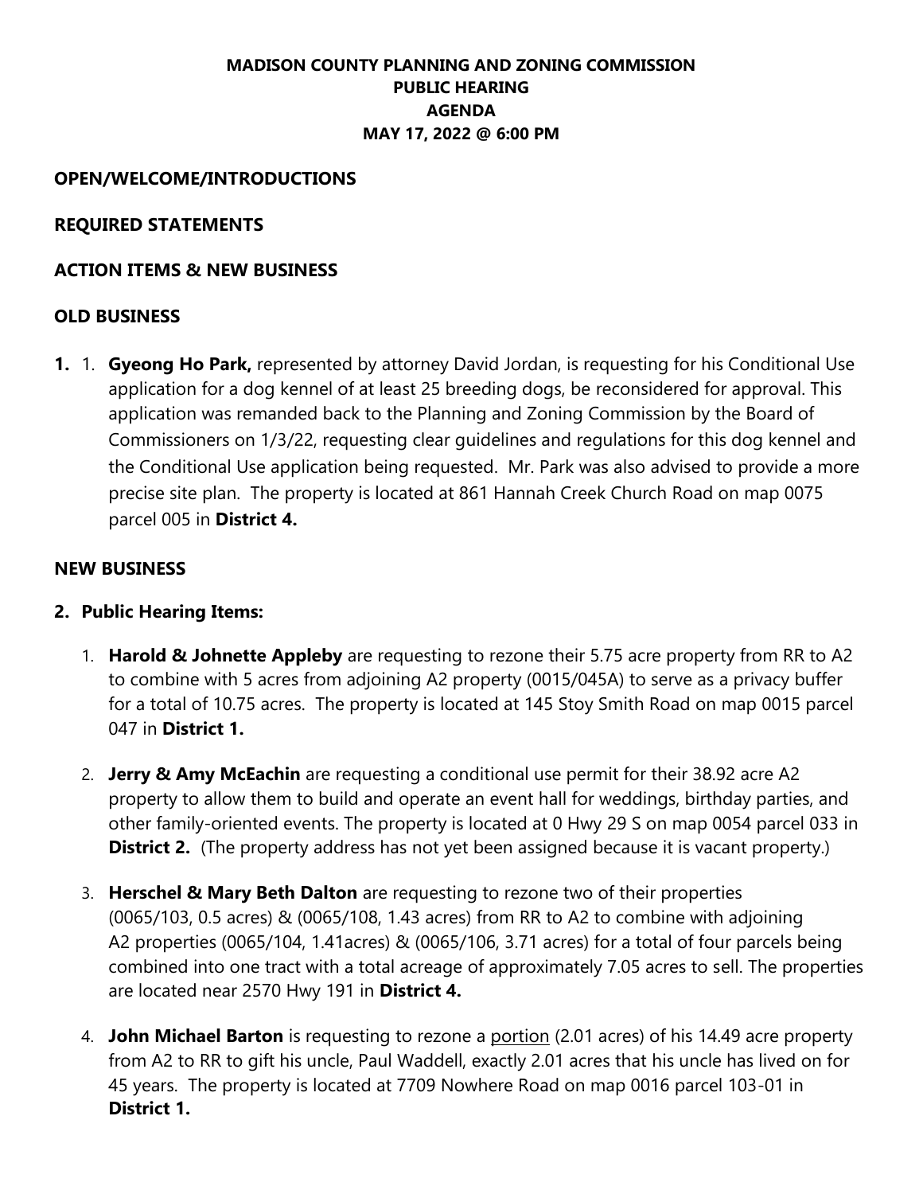**MADISON COUNTY PLANNING AND ZONING COMMISSION**
**PUBLIC HEARING**
**AGENDA**
**MAY 17, 2022 @ 6:00 PM**

## OPEN/WELCOME/INTRODUCTIONS

## REQUIRED STATEMENTS

## ACTION ITEMS & NEW BUSINESS

## OLD BUSINESS

**1.** 1. **Gyeong Ho Park,** represented by attorney David Jordan, is requesting for his Conditional Use application for a dog kennel of at least 25 breeding dogs, be reconsidered for approval. This application was remanded back to the Planning and Zoning Commission by the Board of Commissioners on 1/3/22, requesting clear guidelines and regulations for this dog kennel and the Conditional Use application being requested. Mr. Park was also advised to provide a more precise site plan. The property is located at 861 Hannah Creek Church Road on map 0075 parcel 005 in **District 4.**

## NEW BUSINESS

**2. Public Hearing Items:**

1. **Harold & Johnette Appleby** are requesting to rezone their 5.75 acre property from RR to A2 to combine with 5 acres from adjoining A2 property (0015/045A) to serve as a privacy buffer for a total of 10.75 acres. The property is located at 145 Stoy Smith Road on map 0015 parcel 047 in **District 1.**

2. **Jerry & Amy McEachin** are requesting a conditional use permit for their 38.92 acre A2 property to allow them to build and operate an event hall for weddings, birthday parties, and other family-oriented events. The property is located at 0 Hwy 29 S on map 0054 parcel 033 in **District 2.** (The property address has not yet been assigned because it is vacant property.)

3. **Herschel & Mary Beth Dalton** are requesting to rezone two of their properties (0065/103, 0.5 acres) & (0065/108, 1.43 acres) from RR to A2 to combine with adjoining A2 properties (0065/104, 1.41acres) & (0065/106, 3.71 acres) for a total of four parcels being combined into one tract with a total acreage of approximately 7.05 acres to sell. The properties are located near 2570 Hwy 191 in **District 4.**

4. **John Michael Barton** is requesting to rezone a <u>portion</u> (2.01 acres) of his 14.49 acre property from A2 to RR to gift his uncle, Paul Waddell, exactly 2.01 acres that his uncle has lived on for 45 years. The property is located at 7709 Nowhere Road on map 0016 parcel 103-01 in **District 1.**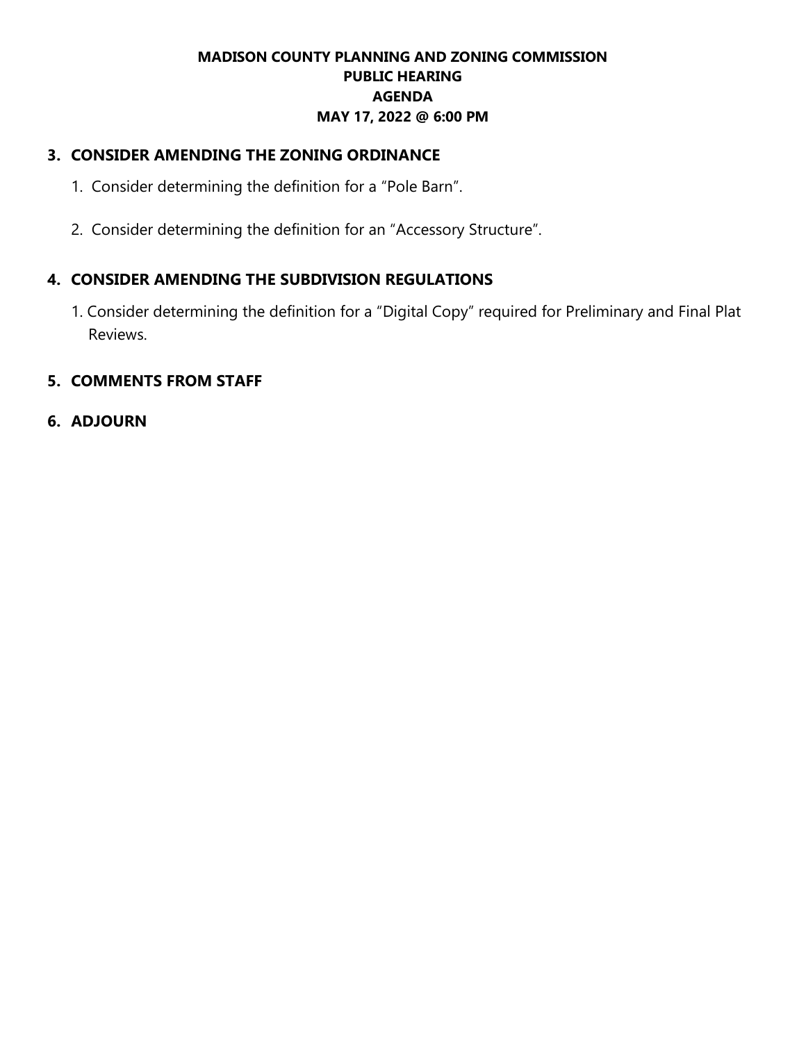**MADISON COUNTY PLANNING AND ZONING COMMISSION**
**PUBLIC HEARING**
**AGENDA**
**MAY 17, 2022 @ 6:00 PM**

**3. CONSIDER AMENDING THE ZONING ORDINANCE**

1. Consider determining the definition for a "Pole Barn".
2. Consider determining the definition for an "Accessory Structure".

**4. CONSIDER AMENDING THE SUBDIVISION REGULATIONS**

1. Consider determining the definition for a "Digital Copy" required for Preliminary and Final Plat Reviews.

**5. COMMENTS FROM STAFF**

**6. ADJOURN**